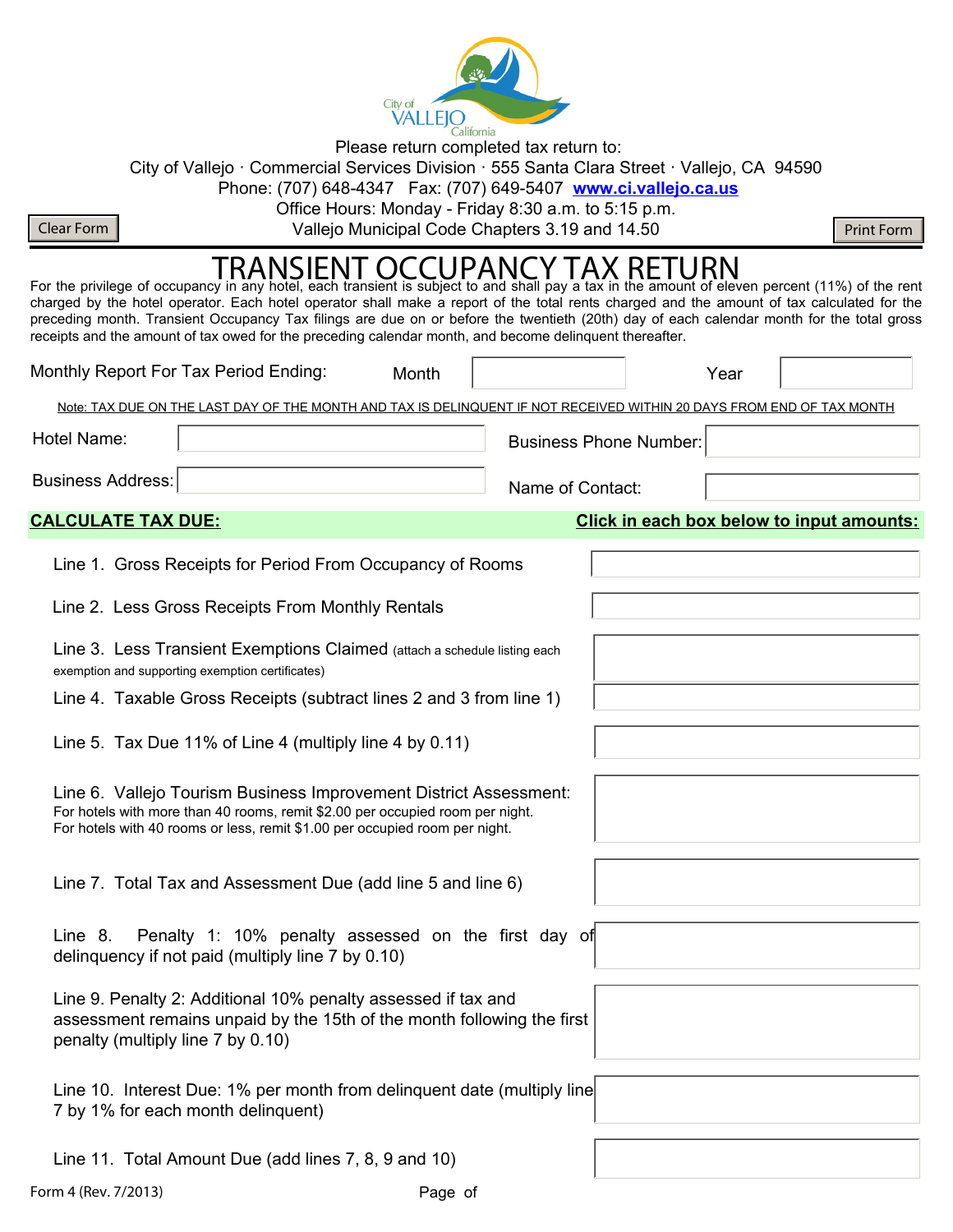City of VALLEJO California

Please return completed tax return to:

City of Vallejo · Commercial Services Division · 555 Santa Clara Street · Vallejo, CA 94590

Phone: (707) 648-4347 Fax: (707) 649-5407 www.ci.vallejo.ca.us

Office Hours: Monday - Friday 8:30 a.m. to 5:15 p.m.

Vallejo Municipal Code Chapters 3.19 and 14.50

Clear Form | Print Form

# TRANSIENT OCCUPANCY TAX RETURN

For the privilege of occupancy in any hotel, each transient is subject to and shall pay a tax in the amount of eleven percent (11%) of the rent charged by the hotel operator. Each hotel operator shall make a report of the total rents charged and the amount of tax calculated for the preceding month. Transient Occupancy Tax filings are due on or before the twentieth (20th) day of each calendar month for the total gross receipts and the amount of tax owed for the preceding calendar month, and become delinquent thereafter.

Monthly Report For Tax Period Ending: Month ______ Year ______

Note: TAX DUE ON THE LAST DAY OF THE MONTH AND TAX IS DELINQUENT IF NOT RECEIVED WITHIN 20 DAYS FROM END OF TAX MONTH

| | | | |
|---|---|---|---|
| Hotel Name: | | Business Phone Number: | |
| Business Address: | | Name of Contact: | |

**CALCULATE TAX DUE:** **Click in each box below to input amounts:**

| | |
|---|---|
| Line 1. Gross Receipts for Period From Occupancy of Rooms | |
| Line 2. Less Gross Receipts From Monthly Rentals | |
| Line 3. Less Transient Exemptions Claimed (attach a schedule listing each exemption and supporting exemption certificates) | |
| Line 4. Taxable Gross Receipts (subtract lines 2 and 3 from line 1) | |
| Line 5. Tax Due 11% of Line 4 (multiply line 4 by 0.11) | |
| Line 6. Vallejo Tourism Business Improvement District Assessment: For hotels with more than 40 rooms, remit $2.00 per occupied room per night. For hotels with 40 rooms or less, remit $1.00 per occupied room per night. | |
| Line 7. Total Tax and Assessment Due (add line 5 and line 6) | |
| Line 8. Penalty 1: 10% penalty assessed on the first day of delinquency if not paid (multiply line 7 by 0.10) | |
| Line 9. Penalty 2: Additional 10% penalty assessed if tax and assessment remains unpaid by the 15th of the month following the first penalty (multiply line 7 by 0.10) | |
| Line 10. Interest Due: 1% per month from delinquent date (multiply line 7 by 1% for each month delinquent) | |
| Line 11. Total Amount Due (add lines 7, 8, 9 and 10) | |

Form 4 (Rev. 7/2013)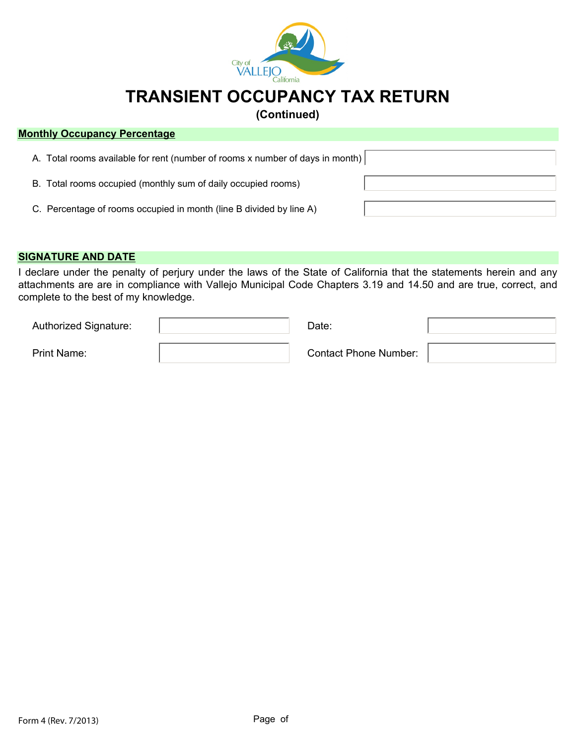City of VALLEJO California

# TRANSIENT OCCUPANCY TAX RETURN

**(Continued)**

## Monthly Occupancy Percentage

| | |
|---|---|
| A. Total rooms available for rent (number of rooms x number of days in month) | |
| B. Total rooms occupied (monthly sum of daily occupied rooms) | |
| C. Percentage of rooms occupied in month (line B divided by line A) | |

## SIGNATURE AND DATE

I declare under the penalty of perjury under the laws of the State of California that the statements herein and any attachments are are in compliance with Vallejo Municipal Code Chapters 3.19 and 14.50 and are true, correct, and complete to the best of my knowledge.

| | | | |
|---|---|---|---|
| Authorized Signature: | | Date: | |
| Print Name: | | Contact Phone Number: | |

Form 4 (Rev. 7/2013)